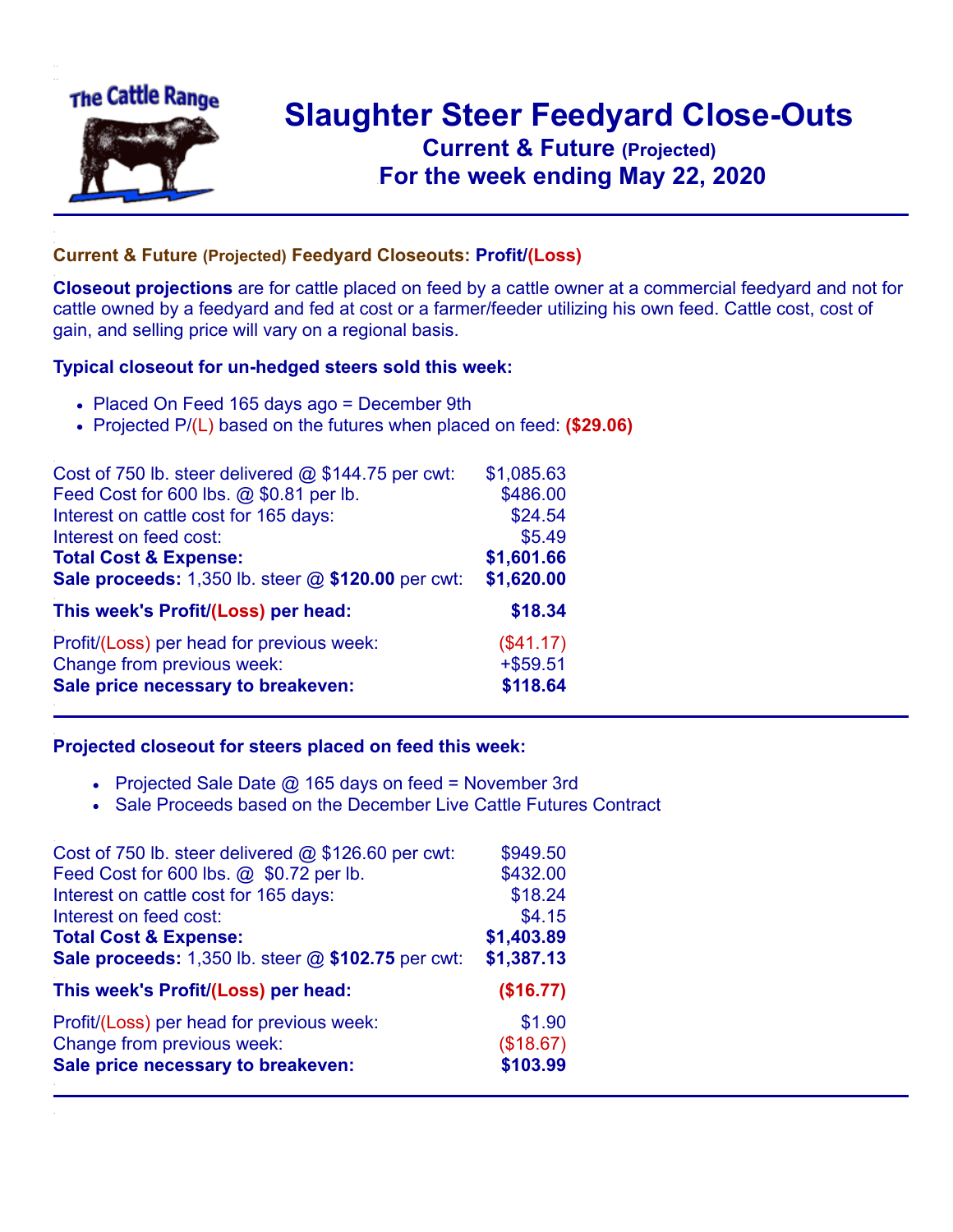# Slaughter Steer Feedyard Close-Outs

## Current & Future (Projected)

## For the week ending May 22, 2020

### Current & Future (Projected) Feedyard Closeouts: Profit/(Loss)

**Closeout projections** are for cattle placed on feed by a cattle owner at a commercial feedyard and not for cattle owned by a feedyard and fed at cost or a farmer/feeder utilizing his own feed. Cattle cost, cost of gain, and selling price will vary on a regional basis.

### Typical closeout for un-hedged steers sold this week:

- Placed On Feed 165 days ago = December 9th
- Projected P/(L) based on the futures when placed on feed: **($29.06)**

| | |
|---|---|
| Cost of 750 lb. steer delivered @ $144.75 per cwt: | $1,085.63 |
| Feed Cost for 600 lbs. @ $0.81 per lb. | $486.00 |
| Interest on cattle cost for 165 days: | $24.54 |
| Interest on feed cost: | $5.49 |
| **Total Cost & Expense:** | **$1,601.66** |
| **Sale proceeds:** 1,350 lb. steer @ **$120.00** per cwt: | **$1,620.00** |
| **This week's Profit/(Loss) per head:** | **$18.34** |
| Profit/(Loss) per head for previous week: | ($41.17) |
| Change from previous week: | +$59.51 |
| **Sale price necessary to breakeven:** | **$118.64** |

### Projected closeout for steers placed on feed this week:

- Projected Sale Date @ 165 days on feed = November 3rd
- Sale Proceeds based on the December Live Cattle Futures Contract

| | |
|---|---|
| Cost of 750 lb. steer delivered @ $126.60 per cwt: | $949.50 |
| Feed Cost for 600 lbs. @ $0.72 per lb. | $432.00 |
| Interest on cattle cost for 165 days: | $18.24 |
| Interest on feed cost: | $4.15 |
| **Total Cost & Expense:** | **$1,403.89** |
| **Sale proceeds:** 1,350 lb. steer @ **$102.75** per cwt: | **$1,387.13** |
| **This week's Profit/(Loss) per head:** | **($16.77)** |
| Profit/(Loss) per head for previous week: | $1.90 |
| Change from previous week: | ($18.67) |
| **Sale price necessary to breakeven:** | **$103.99** |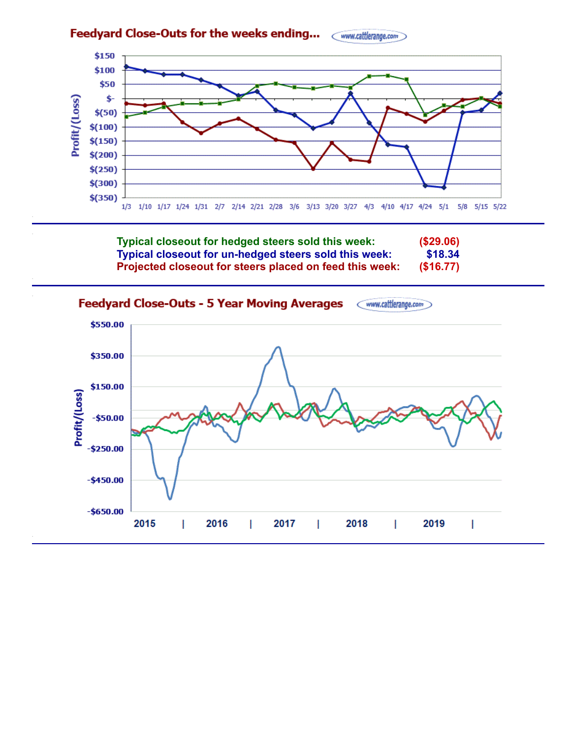## Feedyard Close-Outs for the weeks ending...

www.cattlerange.com

Profit/(Loss)

$150
$100
$50
$-
$(50)
$(100)
$(150)
$(200)
$(250)
$(300)
$(350)

1/3 1/10 1/17 1/24 1/31 2/7 2/14 2/21 2/28 3/6 3/13 3/20 3/27 4/3 4/10 4/17 4/24 5/1 5/8 5/15 5/22

---

**Typical closeout for hedged steers sold this week:** **($29.06)**
**Typical closeout for un-hedged steers sold this week:** **$18.34**
**Projected closeout for steers placed on feed this week:** **($16.77)**

---

## Feedyard Close-Outs - 5 Year Moving Averages

www.cattlerange.com

Profit/(Loss)

$550.00
$350.00
$150.00
-$50.00
-$250.00
-$450.00
-$650.00

2015 | 2016 | 2017 | 2018 | 2019 |